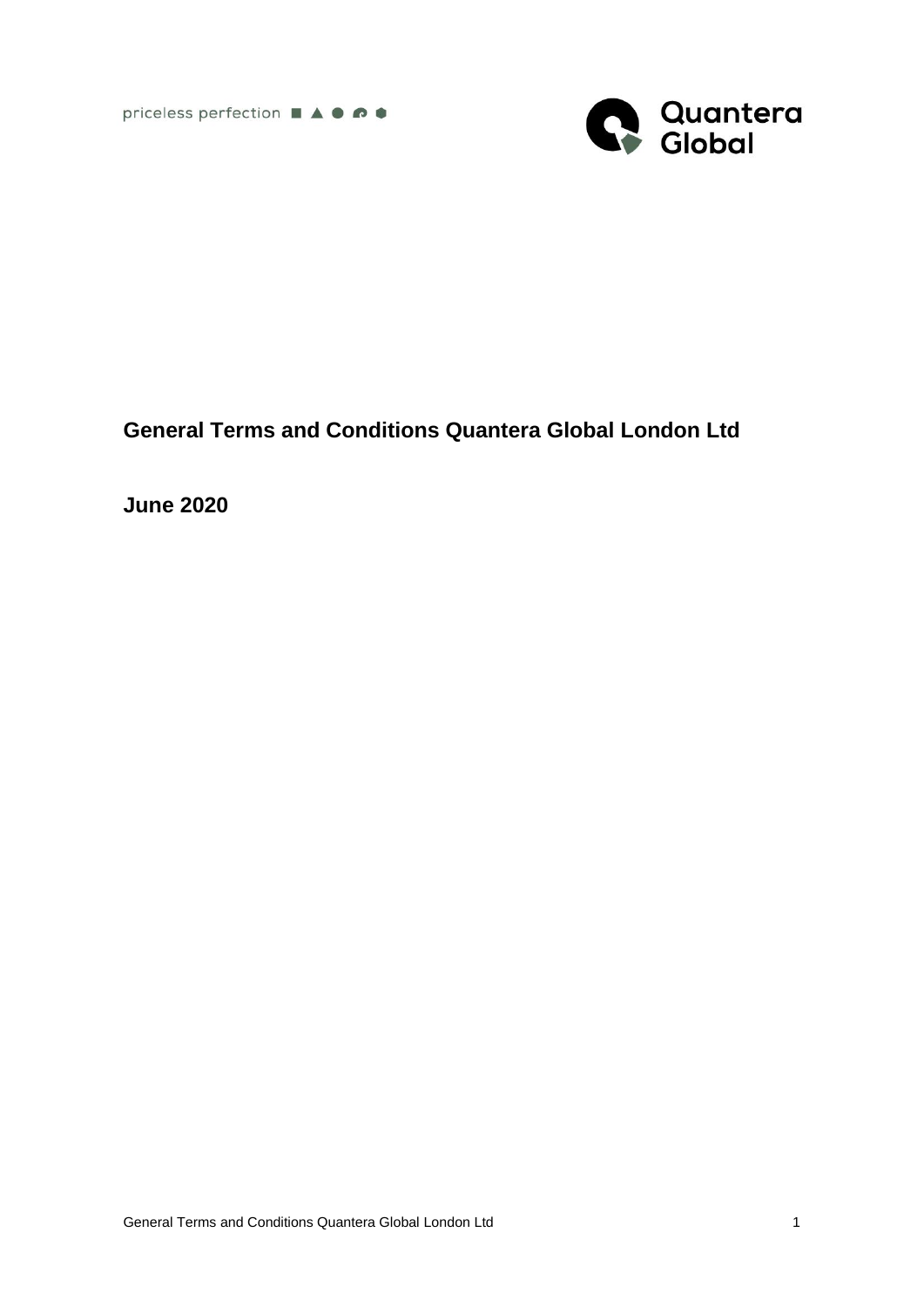priceless perfection

Quantera Global

# General Terms and Conditions Quantera Global London Ltd

## June 2020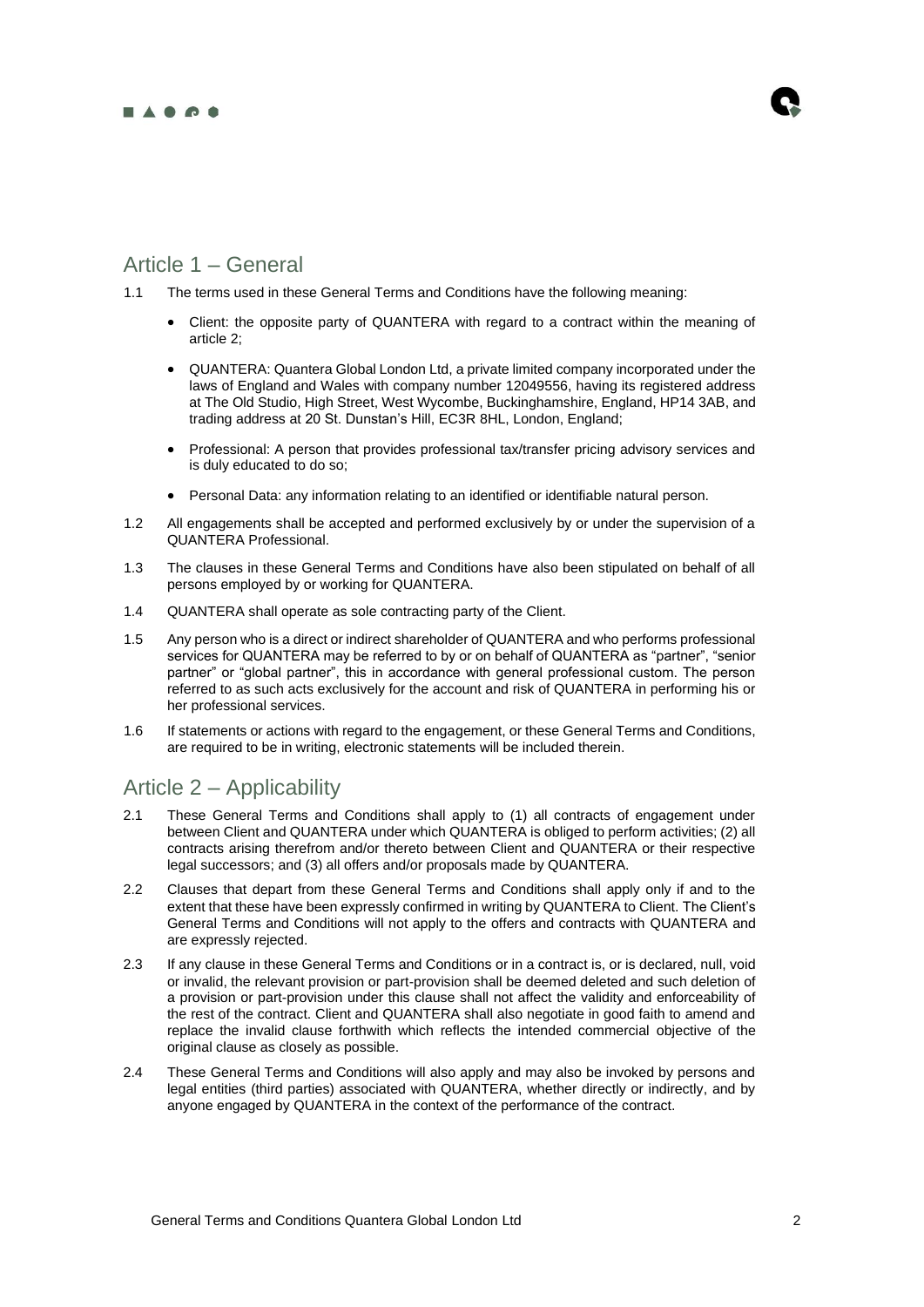## Article 1 – General

1.1 The terms used in these General Terms and Conditions have the following meaning:

- Client: the opposite party of QUANTERA with regard to a contract within the meaning of article 2;
- QUANTERA: Quantera Global London Ltd, a private limited company incorporated under the laws of England and Wales with company number 12049556, having its registered address at The Old Studio, High Street, West Wycombe, Buckinghamshire, England, HP14 3AB, and trading address at 20 St. Dunstan's Hill, EC3R 8HL, London, England;
- Professional: A person that provides professional tax/transfer pricing advisory services and is duly educated to do so;
- Personal Data: any information relating to an identified or identifiable natural person.

1.2 All engagements shall be accepted and performed exclusively by or under the supervision of a QUANTERA Professional.

1.3 The clauses in these General Terms and Conditions have also been stipulated on behalf of all persons employed by or working for QUANTERA.

1.4 QUANTERA shall operate as sole contracting party of the Client.

1.5 Any person who is a direct or indirect shareholder of QUANTERA and who performs professional services for QUANTERA may be referred to by or on behalf of QUANTERA as "partner", "senior partner" or "global partner", this in accordance with general professional custom. The person referred to as such acts exclusively for the account and risk of QUANTERA in performing his or her professional services.

1.6 If statements or actions with regard to the engagement, or these General Terms and Conditions, are required to be in writing, electronic statements will be included therein.

## Article 2 – Applicability

2.1 These General Terms and Conditions shall apply to (1) all contracts of engagement under between Client and QUANTERA under which QUANTERA is obliged to perform activities; (2) all contracts arising therefrom and/or thereto between Client and QUANTERA or their respective legal successors; and (3) all offers and/or proposals made by QUANTERA.

2.2 Clauses that depart from these General Terms and Conditions shall apply only if and to the extent that these have been expressly confirmed in writing by QUANTERA to Client. The Client's General Terms and Conditions will not apply to the offers and contracts with QUANTERA and are expressly rejected.

2.3 If any clause in these General Terms and Conditions or in a contract is, or is declared, null, void or invalid, the relevant provision or part-provision shall be deemed deleted and such deletion of a provision or part-provision under this clause shall not affect the validity and enforceability of the rest of the contract. Client and QUANTERA shall also negotiate in good faith to amend and replace the invalid clause forthwith which reflects the intended commercial objective of the original clause as closely as possible.

2.4 These General Terms and Conditions will also apply and may also be invoked by persons and legal entities (third parties) associated with QUANTERA, whether directly or indirectly, and by anyone engaged by QUANTERA in the context of the performance of the contract.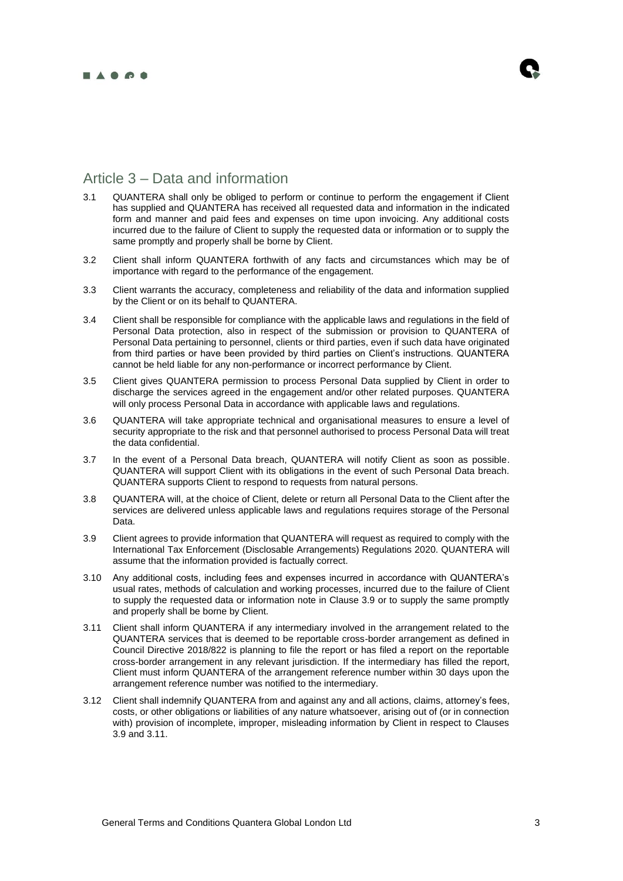## Article 3 – Data and information

3.1 QUANTERA shall only be obliged to perform or continue to perform the engagement if Client has supplied and QUANTERA has received all requested data and information in the indicated form and manner and paid fees and expenses on time upon invoicing. Any additional costs incurred due to the failure of Client to supply the requested data or information or to supply the same promptly and properly shall be borne by Client.

3.2 Client shall inform QUANTERA forthwith of any facts and circumstances which may be of importance with regard to the performance of the engagement.

3.3 Client warrants the accuracy, completeness and reliability of the data and information supplied by the Client or on its behalf to QUANTERA.

3.4 Client shall be responsible for compliance with the applicable laws and regulations in the field of Personal Data protection, also in respect of the submission or provision to QUANTERA of Personal Data pertaining to personnel, clients or third parties, even if such data have originated from third parties or have been provided by third parties on Client's instructions. QUANTERA cannot be held liable for any non-performance or incorrect performance by Client.

3.5 Client gives QUANTERA permission to process Personal Data supplied by Client in order to discharge the services agreed in the engagement and/or other related purposes. QUANTERA will only process Personal Data in accordance with applicable laws and regulations.

3.6 QUANTERA will take appropriate technical and organisational measures to ensure a level of security appropriate to the risk and that personnel authorised to process Personal Data will treat the data confidential.

3.7 In the event of a Personal Data breach, QUANTERA will notify Client as soon as possible. QUANTERA will support Client with its obligations in the event of such Personal Data breach. QUANTERA supports Client to respond to requests from natural persons.

3.8 QUANTERA will, at the choice of Client, delete or return all Personal Data to the Client after the services are delivered unless applicable laws and regulations requires storage of the Personal Data.

3.9 Client agrees to provide information that QUANTERA will request as required to comply with the International Tax Enforcement (Disclosable Arrangements) Regulations 2020. QUANTERA will assume that the information provided is factually correct.

3.10 Any additional costs, including fees and expenses incurred in accordance with QUANTERA's usual rates, methods of calculation and working processes, incurred due to the failure of Client to supply the requested data or information note in Clause 3.9 or to supply the same promptly and properly shall be borne by Client.

3.11 Client shall inform QUANTERA if any intermediary involved in the arrangement related to the QUANTERA services that is deemed to be reportable cross-border arrangement as defined in Council Directive 2018/822 is planning to file the report or has filed a report on the reportable cross-border arrangement in any relevant jurisdiction. If the intermediary has filled the report, Client must inform QUANTERA of the arrangement reference number within 30 days upon the arrangement reference number was notified to the intermediary.

3.12 Client shall indemnify QUANTERA from and against any and all actions, claims, attorney's fees, costs, or other obligations or liabilities of any nature whatsoever, arising out of (or in connection with) provision of incomplete, improper, misleading information by Client in respect to Clauses 3.9 and 3.11.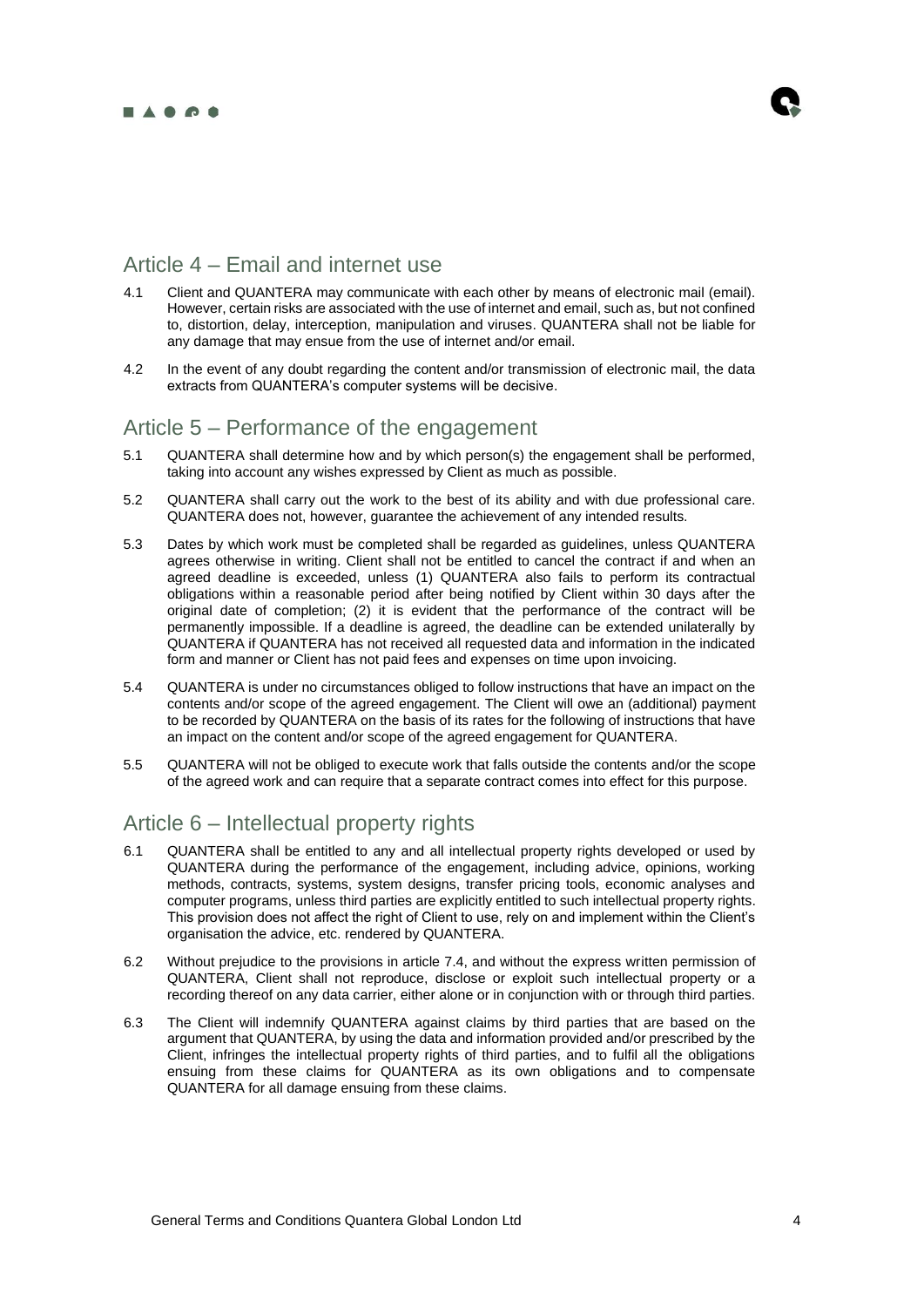## Article 4 – Email and internet use

4.1 Client and QUANTERA may communicate with each other by means of electronic mail (email). However, certain risks are associated with the use of internet and email, such as, but not confined to, distortion, delay, interception, manipulation and viruses. QUANTERA shall not be liable for any damage that may ensue from the use of internet and/or email.

4.2 In the event of any doubt regarding the content and/or transmission of electronic mail, the data extracts from QUANTERA's computer systems will be decisive.

## Article 5 – Performance of the engagement

5.1 QUANTERA shall determine how and by which person(s) the engagement shall be performed, taking into account any wishes expressed by Client as much as possible.

5.2 QUANTERA shall carry out the work to the best of its ability and with due professional care. QUANTERA does not, however, guarantee the achievement of any intended results.

5.3 Dates by which work must be completed shall be regarded as guidelines, unless QUANTERA agrees otherwise in writing. Client shall not be entitled to cancel the contract if and when an agreed deadline is exceeded, unless (1) QUANTERA also fails to perform its contractual obligations within a reasonable period after being notified by Client within 30 days after the original date of completion; (2) it is evident that the performance of the contract will be permanently impossible. If a deadline is agreed, the deadline can be extended unilaterally by QUANTERA if QUANTERA has not received all requested data and information in the indicated form and manner or Client has not paid fees and expenses on time upon invoicing.

5.4 QUANTERA is under no circumstances obliged to follow instructions that have an impact on the contents and/or scope of the agreed engagement. The Client will owe an (additional) payment to be recorded by QUANTERA on the basis of its rates for the following of instructions that have an impact on the content and/or scope of the agreed engagement for QUANTERA.

5.5 QUANTERA will not be obliged to execute work that falls outside the contents and/or the scope of the agreed work and can require that a separate contract comes into effect for this purpose.

## Article 6 – Intellectual property rights

6.1 QUANTERA shall be entitled to any and all intellectual property rights developed or used by QUANTERA during the performance of the engagement, including advice, opinions, working methods, contracts, systems, system designs, transfer pricing tools, economic analyses and computer programs, unless third parties are explicitly entitled to such intellectual property rights. This provision does not affect the right of Client to use, rely on and implement within the Client's organisation the advice, etc. rendered by QUANTERA.

6.2 Without prejudice to the provisions in article 7.4, and without the express written permission of QUANTERA, Client shall not reproduce, disclose or exploit such intellectual property or a recording thereof on any data carrier, either alone or in conjunction with or through third parties.

6.3 The Client will indemnify QUANTERA against claims by third parties that are based on the argument that QUANTERA, by using the data and information provided and/or prescribed by the Client, infringes the intellectual property rights of third parties, and to fulfil all the obligations ensuing from these claims for QUANTERA as its own obligations and to compensate QUANTERA for all damage ensuing from these claims.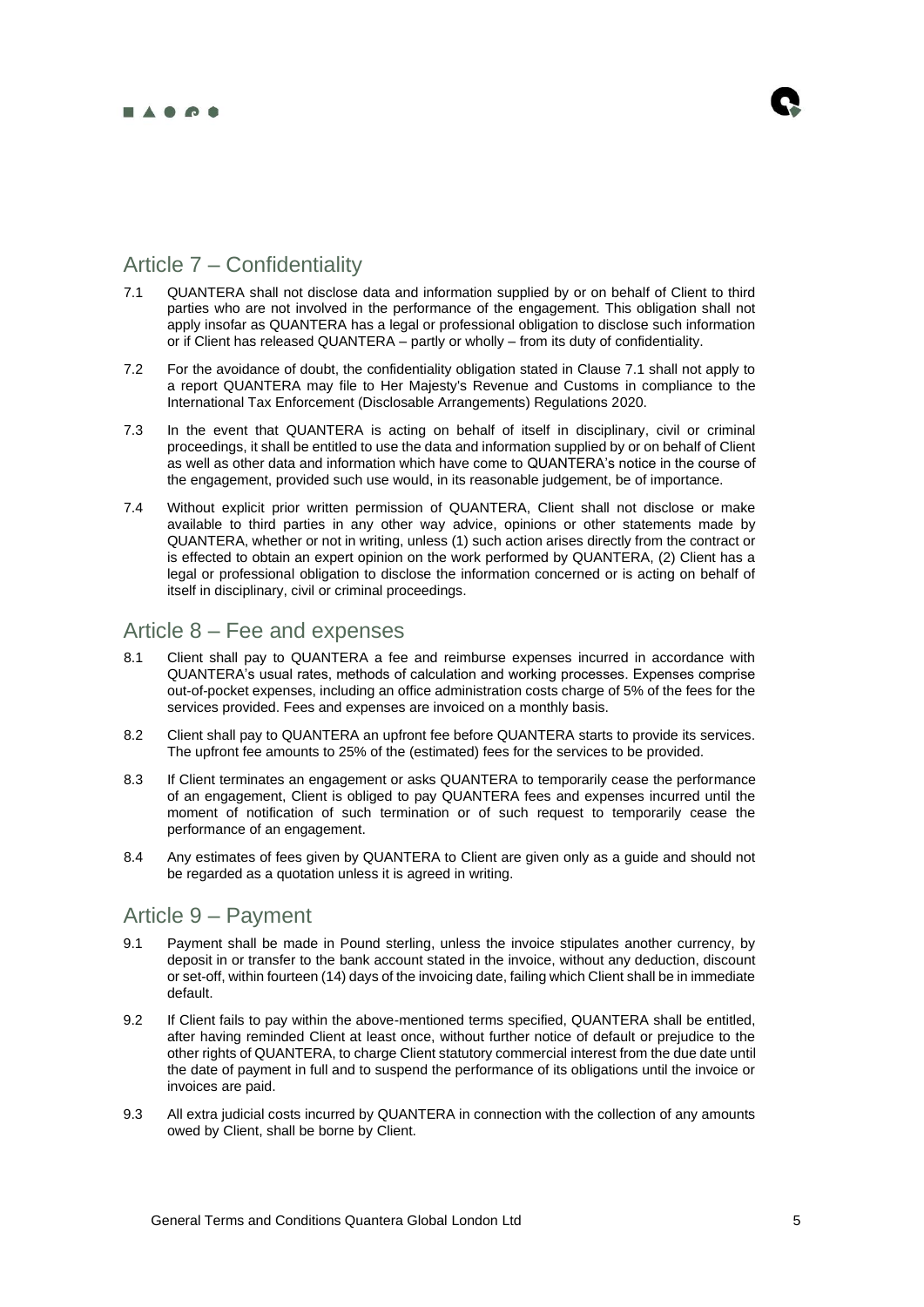## Article 7 – Confidentiality

7.1 QUANTERA shall not disclose data and information supplied by or on behalf of Client to third parties who are not involved in the performance of the engagement. This obligation shall not apply insofar as QUANTERA has a legal or professional obligation to disclose such information or if Client has released QUANTERA – partly or wholly – from its duty of confidentiality.

7.2 For the avoidance of doubt, the confidentiality obligation stated in Clause 7.1 shall not apply to a report QUANTERA may file to Her Majesty's Revenue and Customs in compliance to the International Tax Enforcement (Disclosable Arrangements) Regulations 2020.

7.3 In the event that QUANTERA is acting on behalf of itself in disciplinary, civil or criminal proceedings, it shall be entitled to use the data and information supplied by or on behalf of Client as well as other data and information which have come to QUANTERA's notice in the course of the engagement, provided such use would, in its reasonable judgement, be of importance.

7.4 Without explicit prior written permission of QUANTERA, Client shall not disclose or make available to third parties in any other way advice, opinions or other statements made by QUANTERA, whether or not in writing, unless (1) such action arises directly from the contract or is effected to obtain an expert opinion on the work performed by QUANTERA, (2) Client has a legal or professional obligation to disclose the information concerned or is acting on behalf of itself in disciplinary, civil or criminal proceedings.

## Article 8 – Fee and expenses

8.1 Client shall pay to QUANTERA a fee and reimburse expenses incurred in accordance with QUANTERA's usual rates, methods of calculation and working processes. Expenses comprise out-of-pocket expenses, including an office administration costs charge of 5% of the fees for the services provided. Fees and expenses are invoiced on a monthly basis.

8.2 Client shall pay to QUANTERA an upfront fee before QUANTERA starts to provide its services. The upfront fee amounts to 25% of the (estimated) fees for the services to be provided.

8.3 If Client terminates an engagement or asks QUANTERA to temporarily cease the performance of an engagement, Client is obliged to pay QUANTERA fees and expenses incurred until the moment of notification of such termination or of such request to temporarily cease the performance of an engagement.

8.4 Any estimates of fees given by QUANTERA to Client are given only as a guide and should not be regarded as a quotation unless it is agreed in writing.

## Article 9 – Payment

9.1 Payment shall be made in Pound sterling, unless the invoice stipulates another currency, by deposit in or transfer to the bank account stated in the invoice, without any deduction, discount or set-off, within fourteen (14) days of the invoicing date, failing which Client shall be in immediate default.

9.2 If Client fails to pay within the above-mentioned terms specified, QUANTERA shall be entitled, after having reminded Client at least once, without further notice of default or prejudice to the other rights of QUANTERA, to charge Client statutory commercial interest from the due date until the date of payment in full and to suspend the performance of its obligations until the invoice or invoices are paid.

9.3 All extra judicial costs incurred by QUANTERA in connection with the collection of any amounts owed by Client, shall be borne by Client.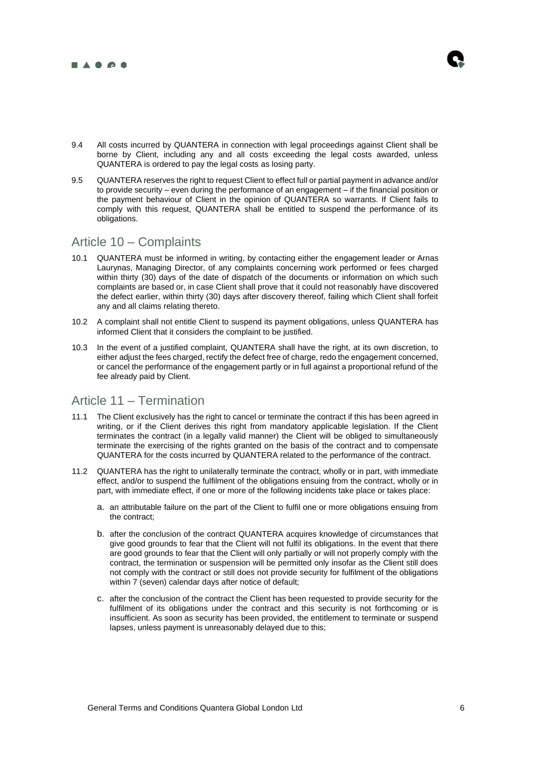9.4 All costs incurred by QUANTERA in connection with legal proceedings against Client shall be borne by Client, including any and all costs exceeding the legal costs awarded, unless QUANTERA is ordered to pay the legal costs as losing party.

9.5 QUANTERA reserves the right to request Client to effect full or partial payment in advance and/or to provide security – even during the performance of an engagement – if the financial position or the payment behaviour of Client in the opinion of QUANTERA so warrants. If Client fails to comply with this request, QUANTERA shall be entitled to suspend the performance of its obligations.

## Article 10 – Complaints

10.1 QUANTERA must be informed in writing, by contacting either the engagement leader or Arnas Laurynas, Managing Director, of any complaints concerning work performed or fees charged within thirty (30) days of the date of dispatch of the documents or information on which such complaints are based or, in case Client shall prove that it could not reasonably have discovered the defect earlier, within thirty (30) days after discovery thereof, failing which Client shall forfeit any and all claims relating thereto.

10.2 A complaint shall not entitle Client to suspend its payment obligations, unless QUANTERA has informed Client that it considers the complaint to be justified.

10.3 In the event of a justified complaint, QUANTERA shall have the right, at its own discretion, to either adjust the fees charged, rectify the defect free of charge, redo the engagement concerned, or cancel the performance of the engagement partly or in full against a proportional refund of the fee already paid by Client.

## Article 11 – Termination

11.1 The Client exclusively has the right to cancel or terminate the contract if this has been agreed in writing, or if the Client derives this right from mandatory applicable legislation. If the Client terminates the contract (in a legally valid manner) the Client will be obliged to simultaneously terminate the exercising of the rights granted on the basis of the contract and to compensate QUANTERA for the costs incurred by QUANTERA related to the performance of the contract.

11.2 QUANTERA has the right to unilaterally terminate the contract, wholly or in part, with immediate effect, and/or to suspend the fulfilment of the obligations ensuing from the contract, wholly or in part, with immediate effect, if one or more of the following incidents take place or takes place:

   a. an attributable failure on the part of the Client to fulfil one or more obligations ensuing from the contract;

   b. after the conclusion of the contract QUANTERA acquires knowledge of circumstances that give good grounds to fear that the Client will not fulfil its obligations. In the event that there are good grounds to fear that the Client will only partially or will not properly comply with the contract, the termination or suspension will be permitted only insofar as the Client still does not comply with the contract or still does not provide security for fulfilment of the obligations within 7 (seven) calendar days after notice of default;

   c. after the conclusion of the contract the Client has been requested to provide security for the fulfilment of its obligations under the contract and this security is not forthcoming or is insufficient. As soon as security has been provided, the entitlement to terminate or suspend lapses, unless payment is unreasonably delayed due to this;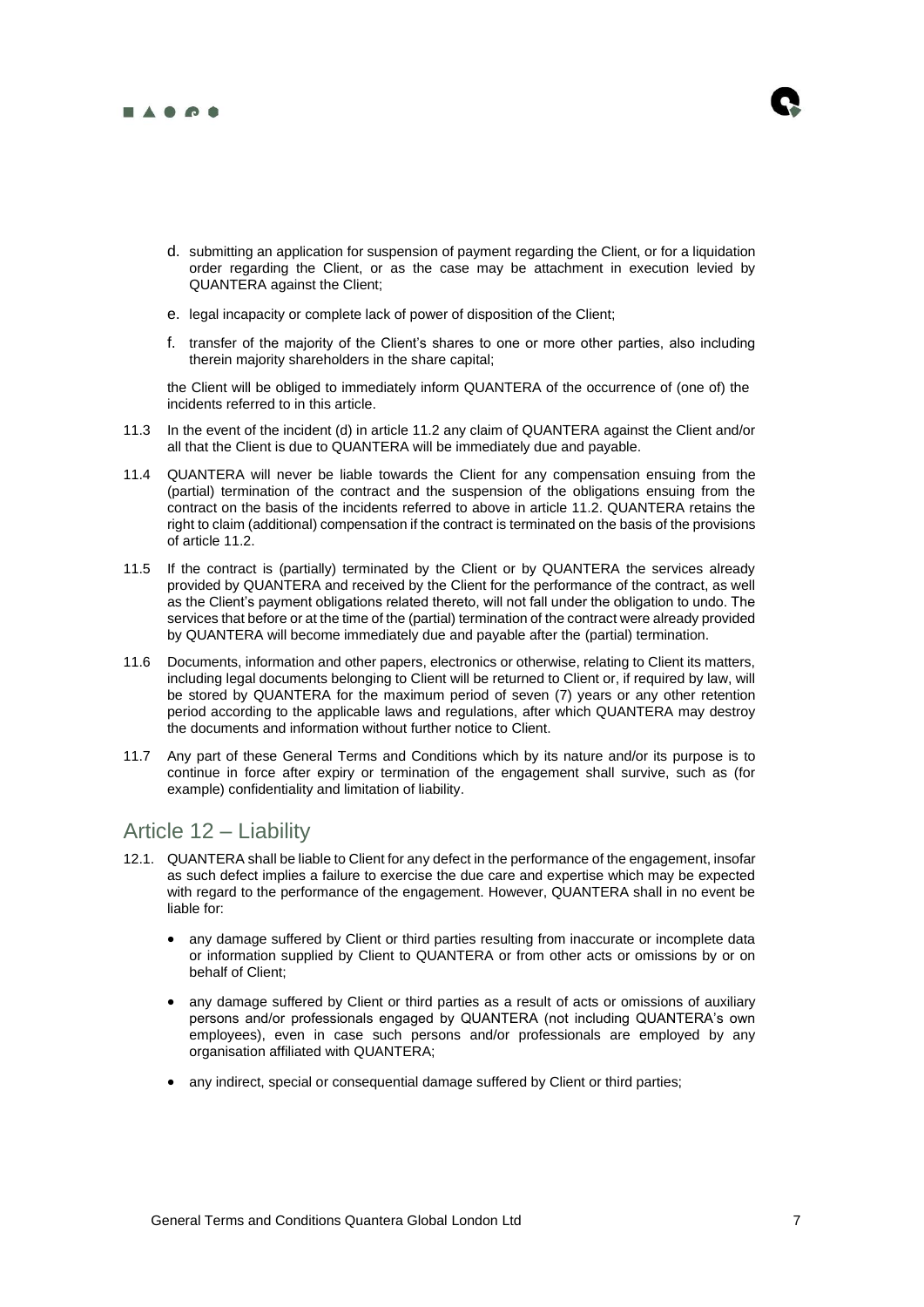d. submitting an application for suspension of payment regarding the Client, or for a liquidation order regarding the Client, or as the case may be attachment in execution levied by QUANTERA against the Client;

e. legal incapacity or complete lack of power of disposition of the Client;

f. transfer of the majority of the Client's shares to one or more other parties, also including therein majority shareholders in the share capital;

the Client will be obliged to immediately inform QUANTERA of the occurrence of (one of) the incidents referred to in this article.

11.3 In the event of the incident (d) in article 11.2 any claim of QUANTERA against the Client and/or all that the Client is due to QUANTERA will be immediately due and payable.

11.4 QUANTERA will never be liable towards the Client for any compensation ensuing from the (partial) termination of the contract and the suspension of the obligations ensuing from the contract on the basis of the incidents referred to above in article 11.2. QUANTERA retains the right to claim (additional) compensation if the contract is terminated on the basis of the provisions of article 11.2.

11.5 If the contract is (partially) terminated by the Client or by QUANTERA the services already provided by QUANTERA and received by the Client for the performance of the contract, as well as the Client's payment obligations related thereto, will not fall under the obligation to undo. The services that before or at the time of the (partial) termination of the contract were already provided by QUANTERA will become immediately due and payable after the (partial) termination.

11.6 Documents, information and other papers, electronics or otherwise, relating to Client its matters, including legal documents belonging to Client will be returned to Client or, if required by law, will be stored by QUANTERA for the maximum period of seven (7) years or any other retention period according to the applicable laws and regulations, after which QUANTERA may destroy the documents and information without further notice to Client.

11.7 Any part of these General Terms and Conditions which by its nature and/or its purpose is to continue in force after expiry or termination of the engagement shall survive, such as (for example) confidentiality and limitation of liability.

## Article 12 – Liability

12.1. QUANTERA shall be liable to Client for any defect in the performance of the engagement, insofar as such defect implies a failure to exercise the due care and expertise which may be expected with regard to the performance of the engagement. However, QUANTERA shall in no event be liable for:

- any damage suffered by Client or third parties resulting from inaccurate or incomplete data or information supplied by Client to QUANTERA or from other acts or omissions by or on behalf of Client;
- any damage suffered by Client or third parties as a result of acts or omissions of auxiliary persons and/or professionals engaged by QUANTERA (not including QUANTERA's own employees), even in case such persons and/or professionals are employed by any organisation affiliated with QUANTERA;
- any indirect, special or consequential damage suffered by Client or third parties;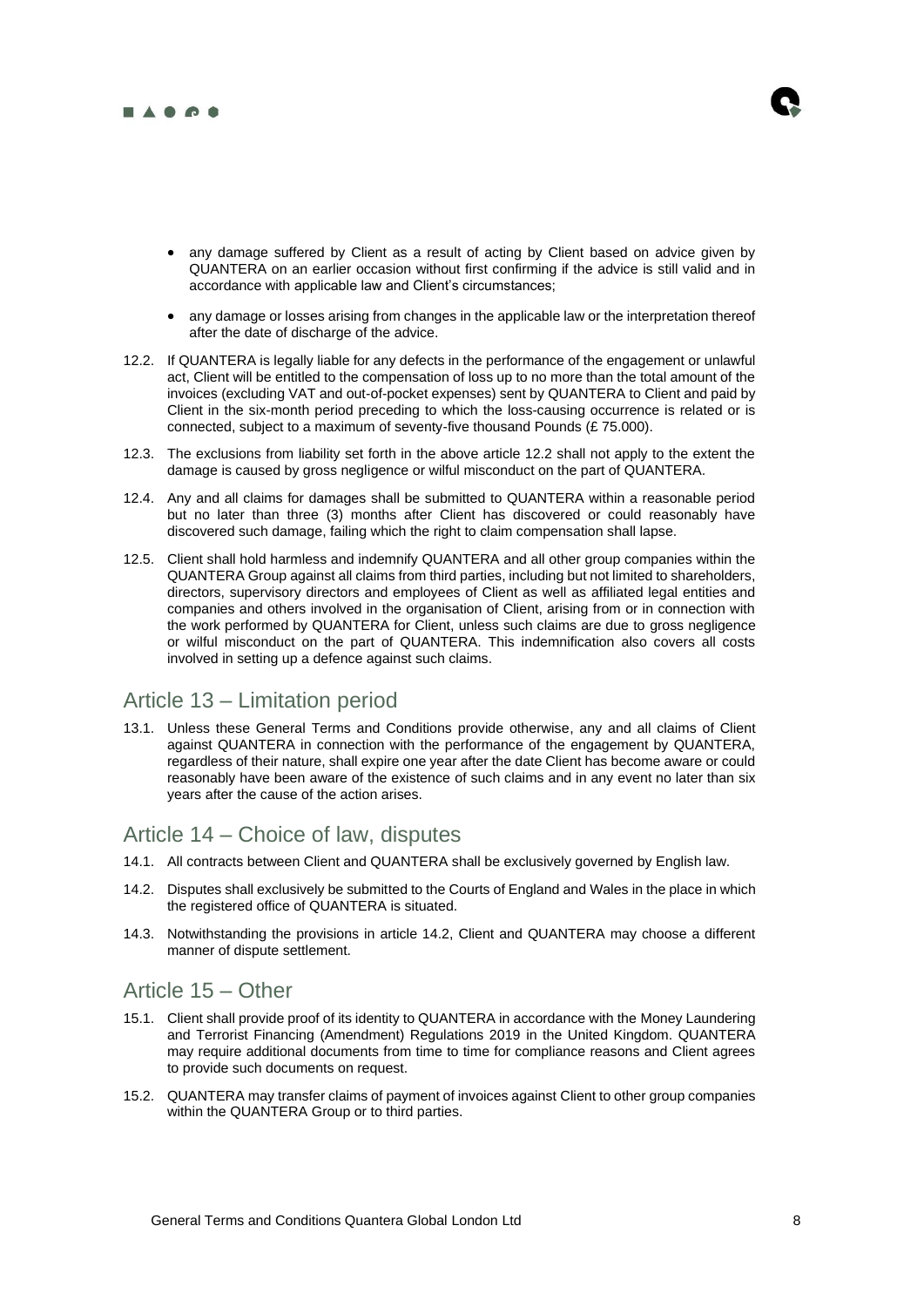- any damage suffered by Client as a result of acting by Client based on advice given by QUANTERA on an earlier occasion without first confirming if the advice is still valid and in accordance with applicable law and Client's circumstances;
- any damage or losses arising from changes in the applicable law or the interpretation thereof after the date of discharge of the advice.

12.2. If QUANTERA is legally liable for any defects in the performance of the engagement or unlawful act, Client will be entitled to the compensation of loss up to no more than the total amount of the invoices (excluding VAT and out-of-pocket expenses) sent by QUANTERA to Client and paid by Client in the six-month period preceding to which the loss-causing occurrence is related or is connected, subject to a maximum of seventy-five thousand Pounds (£ 75.000).

12.3. The exclusions from liability set forth in the above article 12.2 shall not apply to the extent the damage is caused by gross negligence or wilful misconduct on the part of QUANTERA.

12.4. Any and all claims for damages shall be submitted to QUANTERA within a reasonable period but no later than three (3) months after Client has discovered or could reasonably have discovered such damage, failing which the right to claim compensation shall lapse.

12.5. Client shall hold harmless and indemnify QUANTERA and all other group companies within the QUANTERA Group against all claims from third parties, including but not limited to shareholders, directors, supervisory directors and employees of Client as well as affiliated legal entities and companies and others involved in the organisation of Client, arising from or in connection with the work performed by QUANTERA for Client, unless such claims are due to gross negligence or wilful misconduct on the part of QUANTERA. This indemnification also covers all costs involved in setting up a defence against such claims.

## Article 13 – Limitation period

13.1. Unless these General Terms and Conditions provide otherwise, any and all claims of Client against QUANTERA in connection with the performance of the engagement by QUANTERA, regardless of their nature, shall expire one year after the date Client has become aware or could reasonably have been aware of the existence of such claims and in any event no later than six years after the cause of the action arises.

## Article 14 – Choice of law, disputes

14.1. All contracts between Client and QUANTERA shall be exclusively governed by English law.

14.2. Disputes shall exclusively be submitted to the Courts of England and Wales in the place in which the registered office of QUANTERA is situated.

14.3. Notwithstanding the provisions in article 14.2, Client and QUANTERA may choose a different manner of dispute settlement.

## Article 15 – Other

15.1. Client shall provide proof of its identity to QUANTERA in accordance with the Money Laundering and Terrorist Financing (Amendment) Regulations 2019 in the United Kingdom. QUANTERA may require additional documents from time to time for compliance reasons and Client agrees to provide such documents on request.

15.2. QUANTERA may transfer claims of payment of invoices against Client to other group companies within the QUANTERA Group or to third parties.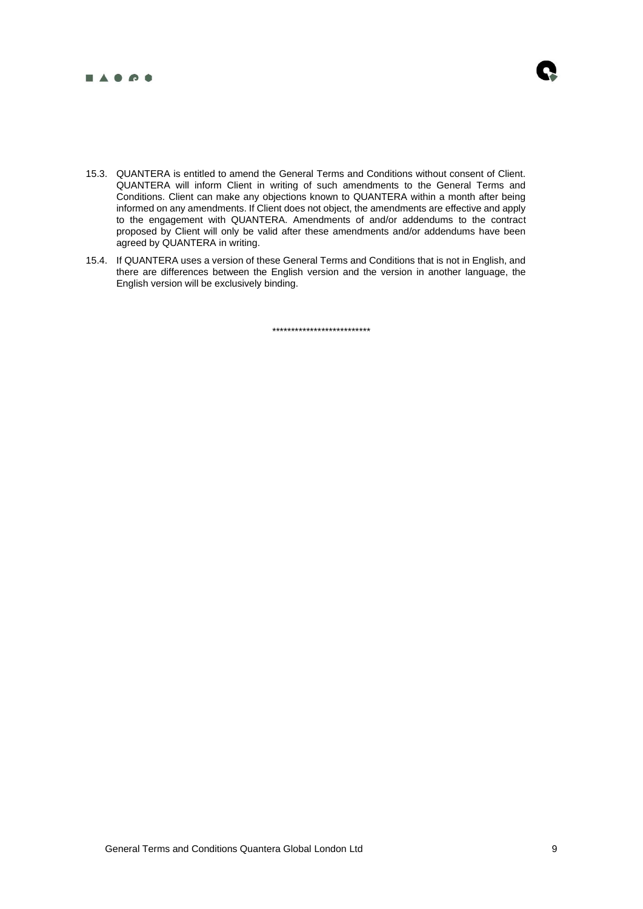15.3. QUANTERA is entitled to amend the General Terms and Conditions without consent of Client. QUANTERA will inform Client in writing of such amendments to the General Terms and Conditions. Client can make any objections known to QUANTERA within a month after being informed on any amendments. If Client does not object, the amendments are effective and apply to the engagement with QUANTERA. Amendments of and/or addendums to the contract proposed by Client will only be valid after these amendments and/or addendums have been agreed by QUANTERA in writing.

15.4. If QUANTERA uses a version of these General Terms and Conditions that is not in English, and there are differences between the English version and the version in another language, the English version will be exclusively binding.

**************************